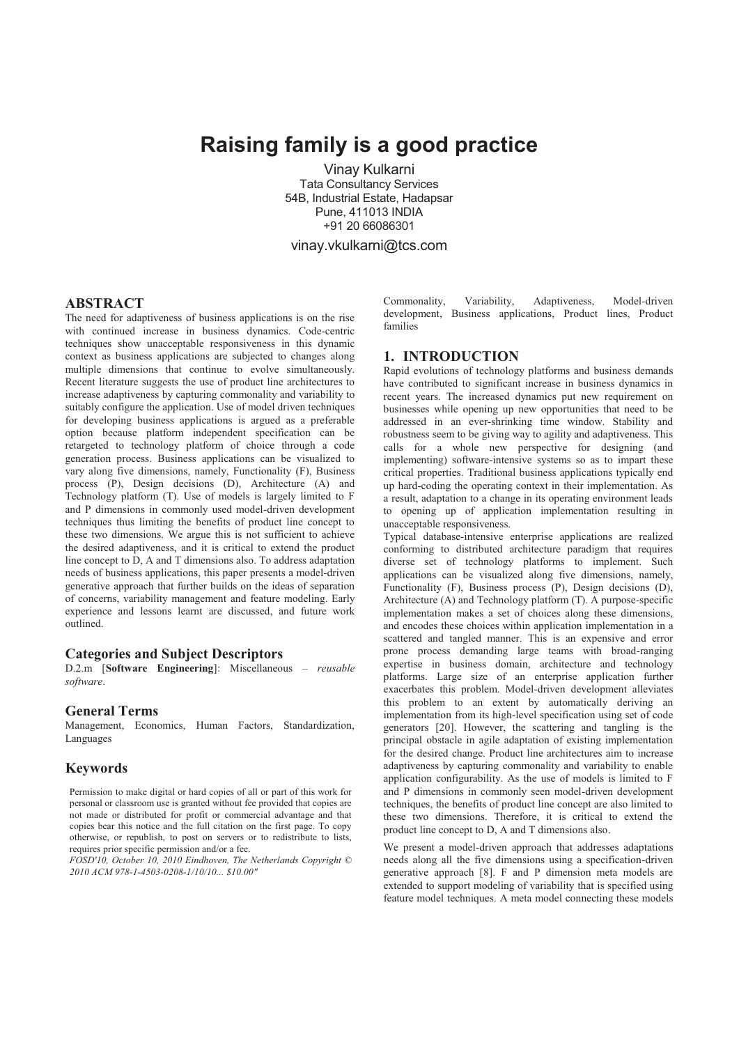# Raising family is a good practice

Vinay Kulkarni
Tata Consultancy Services
54B, Industrial Estate, Hadapsar
Pune, 411013 INDIA
+91 20 66086301

vinay.vkulkarni@tcs.com

## ABSTRACT

The need for adaptiveness of business applications is on the rise with continued increase in business dynamics. Code-centric techniques show unacceptable responsiveness in this dynamic context as business applications are subjected to changes along multiple dimensions that continue to evolve simultaneously. Recent literature suggests the use of product line architectures to increase adaptiveness by capturing commonality and variability to suitably configure the application. Use of model driven techniques for developing business applications is argued as a preferable option because platform independent specification can be retargeted to technology platform of choice through a code generation process. Business applications can be visualized to vary along five dimensions, namely, Functionality (F), Business process (P), Design decisions (D), Architecture (A) and Technology platform (T). Use of models is largely limited to F and P dimensions in commonly used model-driven development techniques thus limiting the benefits of product line concept to these two dimensions. We argue this is not sufficient to achieve the desired adaptiveness, and it is critical to extend the product line concept to D, A and T dimensions also. To address adaptation needs of business applications, this paper presents a model-driven generative approach that further builds on the ideas of separation of concerns, variability management and feature modeling. Early experience and lessons learnt are discussed, and future work outlined.

### Categories and Subject Descriptors

D.2.m [**Software Engineering**]: Miscellaneous – *reusable software*.

### General Terms

Management, Economics, Human Factors, Standardization, Languages

### Keywords

Commonality, Variability, Adaptiveness, Model-driven development, Business applications, Product lines, Product families

Permission to make digital or hard copies of all or part of this work for personal or classroom use is granted without fee provided that copies are not made or distributed for profit or commercial advantage and that copies bear this notice and the full citation on the first page. To copy otherwise, or republish, to post on servers or to redistribute to lists, requires prior specific permission and/or a fee.
*FOSD'10, October 10, 2010 Eindhoven, The Netherlands Copyright © 2010 ACM 978-1-4503-0208-1/10/10... $10.00"*

## 1. INTRODUCTION

Rapid evolutions of technology platforms and business demands have contributed to significant increase in business dynamics in recent years. The increased dynamics put new requirement on businesses while opening up new opportunities that need to be addressed in an ever-shrinking time window. Stability and robustness seem to be giving way to agility and adaptiveness. This calls for a whole new perspective for designing (and implementing) software-intensive systems so as to impart these critical properties. Traditional business applications typically end up hard-coding the operating context in their implementation. As a result, adaptation to a change in its operating environment leads to opening up of application implementation resulting in unacceptable responsiveness.

Typical database-intensive enterprise applications are realized conforming to distributed architecture paradigm that requires diverse set of technology platforms to implement. Such applications can be visualized along five dimensions, namely, Functionality (F), Business process (P), Design decisions (D), Architecture (A) and Technology platform (T). A purpose-specific implementation makes a set of choices along these dimensions, and encodes these choices within application implementation in a scattered and tangled manner. This is an expensive and error prone process demanding large teams with broad-ranging expertise in business domain, architecture and technology platforms. Large size of an enterprise application further exacerbates this problem. Model-driven development alleviates this problem to an extent by automatically deriving an implementation from its high-level specification using set of code generators [20]. However, the scattering and tangling is the principal obstacle in agile adaptation of existing implementation for the desired change. Product line architectures aim to increase adaptiveness by capturing commonality and variability to enable application configurability. As the use of models is limited to F and P dimensions in commonly seen model-driven development techniques, the benefits of product line concept are also limited to these two dimensions. Therefore, it is critical to extend the product line concept to D, A and T dimensions also.

We present a model-driven approach that addresses adaptations needs along all the five dimensions using a specification-driven generative approach [8]. F and P dimension meta models are extended to support modeling of variability that is specified using feature model techniques. A meta model connecting these models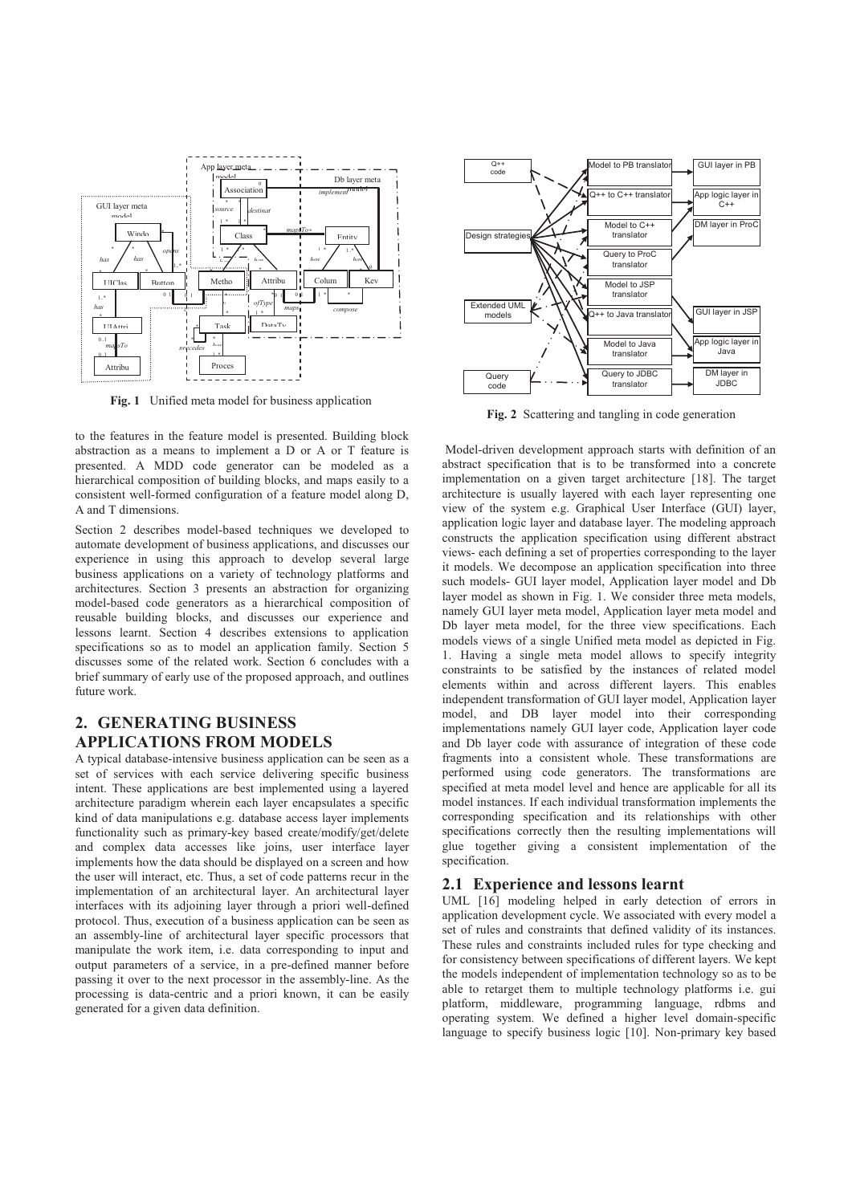**Fig. 1** Unified meta model for business application

to the features in the feature model is presented. Building block abstraction as a means to implement a D or A or T feature is presented. A MDD code generator can be modeled as a hierarchical composition of building blocks, and maps easily to a consistent well-formed configuration of a feature model along D, A and T dimensions.

Section 2 describes model-based techniques we developed to automate development of business applications, and discusses our experience in using this approach to develop several large business applications on a variety of technology platforms and architectures. Section 3 presents an abstraction for organizing model-based code generators as a hierarchical composition of reusable building blocks, and discusses our experience and lessons learnt. Section 4 describes extensions to application specifications so as to model an application family. Section 5 discusses some of the related work. Section 6 concludes with a brief summary of early use of the proposed approach, and outlines future work.

## 2. GENERATING BUSINESS APPLICATIONS FROM MODELS

A typical database-intensive business application can be seen as a set of services with each service delivering specific business intent. These applications are best implemented using a layered architecture paradigm wherein each layer encapsulates a specific kind of data manipulations e.g. database access layer implements functionality such as primary-key based create/modify/get/delete and complex data accesses like joins, user interface layer implements how the data should be displayed on a screen and how the user will interact, etc. Thus, a set of code patterns recur in the implementation of an architectural layer. An architectural layer interfaces with its adjoining layer through a priori well-defined protocol. Thus, execution of a business application can be seen as an assembly-line of architectural layer specific processors that manipulate the work item, i.e. data corresponding to input and output parameters of a service, in a pre-defined manner before passing it over to the next processor in the assembly-line. As the processing is data-centric and a priori known, it can be easily generated for a given data definition.

**Fig. 2** Scattering and tangling in code generation

Model-driven development approach starts with definition of an abstract specification that is to be transformed into a concrete implementation on a given target architecture [18]. The target architecture is usually layered with each layer representing one view of the system e.g. Graphical User Interface (GUI) layer, application logic layer and database layer. The modeling approach constructs the application specification using different abstract views- each defining a set of properties corresponding to the layer it models. We decompose an application specification into three such models- GUI layer model, Application layer model and Db layer model as shown in Fig. 1. We consider three meta models, namely GUI layer meta model, Application layer meta model and Db layer meta model, for the three view specifications. Each models views of a single Unified meta model as depicted in Fig. 1. Having a single meta model allows to specify integrity constraints to be satisfied by the instances of related model elements within and across different layers. This enables independent transformation of GUI layer model, Application layer model, and DB layer model into their corresponding implementations namely GUI layer code, Application layer code and Db layer code with assurance of integration of these code fragments into a consistent whole. These transformations are performed using code generators. The transformations are specified at meta model level and hence are applicable for all its model instances. If each individual transformation implements the corresponding specification and its relationships with other specifications correctly then the resulting implementations will glue together giving a consistent implementation of the specification.

### 2.1 Experience and lessons learnt

UML [16] modeling helped in early detection of errors in application development cycle. We associated with every model a set of rules and constraints that defined validity of its instances. These rules and constraints included rules for type checking and for consistency between specifications of different layers. We kept the models independent of implementation technology so as to be able to retarget them to multiple technology platforms i.e. gui platform, middleware, programming language, rdbms and operating system. We defined a higher level domain-specific language to specify business logic [10]. Non-primary key based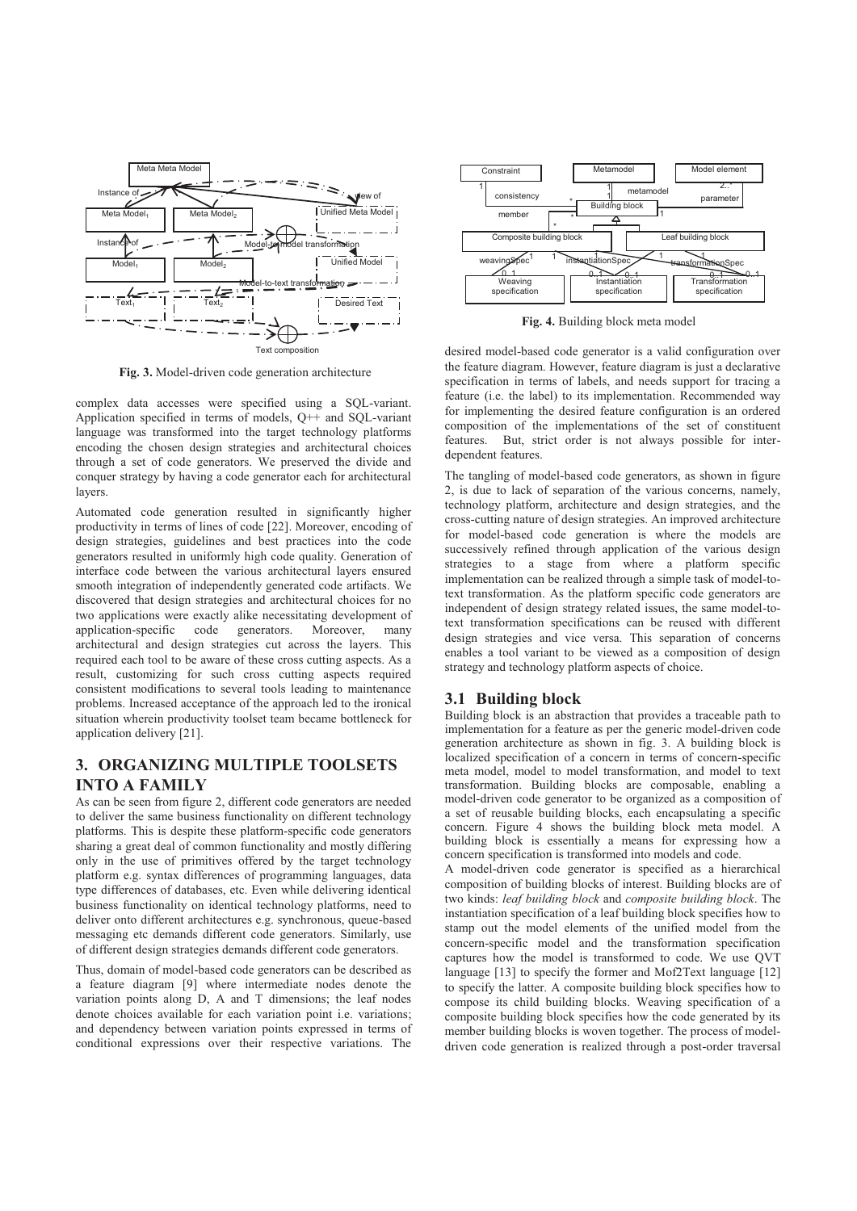Meta Meta Model

Instance of

View of

Meta Model$_1$

Meta Model$_2$

Unified Meta Model

Instance of

Model-to-model transformation

Model$_1$

Model$_2$

Unified Model

Model-to-text transformation

Text$_1$

Text$_2$

Desired Text

Text composition

**Fig. 3.** Model-driven code generation architecture

complex data accesses were specified using a SQL-variant. Application specified in terms of models, Q++ and SQL-variant language was transformed into the target technology platforms encoding the chosen design strategies and architectural choices through a set of code generators. We preserved the divide and conquer strategy by having a code generator each for architectural layers.

Automated code generation resulted in significantly higher productivity in terms of lines of code [22]. Moreover, encoding of design strategies, guidelines and best practices into the code generators resulted in uniformly high code quality. Generation of interface code between the various architectural layers ensured smooth integration of independently generated code artifacts. We discovered that design strategies and architectural choices for no two applications were exactly alike necessitating development of application-specific code generators. Moreover, many architectural and design strategies cut across the layers. This required each tool to be aware of these cross cutting aspects. As a result, customizing for such cross cutting aspects required consistent modifications to several tools leading to maintenance problems. Increased acceptance of the approach led to the ironical situation wherein productivity toolset team became bottleneck for application delivery [21].

## 3. ORGANIZING MULTIPLE TOOLSETS INTO A FAMILY

As can be seen from figure 2, different code generators are needed to deliver the same business functionality on different technology platforms. This is despite these platform-specific code generators sharing a great deal of common functionality and mostly differing only in the use of primitives offered by the target technology platform e.g. syntax differences of programming languages, data type differences of databases, etc. Even while delivering identical business functionality on identical technology platforms, need to deliver onto different architectures e.g. synchronous, queue-based messaging etc demands different code generators. Similarly, use of different design strategies demands different code generators.

Thus, domain of model-based code generators can be described as a feature diagram [9] where intermediate nodes denote the variation points along D, A and T dimensions; the leaf nodes denote choices available for each variation point i.e. variations; and dependency between variation points expressed in terms of conditional expressions over their respective variations. The desired model-based code generator is a valid configuration over the feature diagram. However, feature diagram is just a declarative specification in terms of labels, and needs support for tracing a feature (i.e. the label) to its implementation. Recommended way for implementing the desired feature configuration is an ordered composition of the implementations of the set of constituent features. But, strict order is not always possible for inter-dependent features.

Constraint

Metamodel

Model element

consistency

metamodel

parameter

member

Building block

Composite building block

Leaf building block

weavingSpec

instantiationSpec

transformationSpec

Weaving specification

Instantiation specification

Transformation specification

**Fig. 4.** Building block meta model

The tangling of model-based code generators, as shown in figure 2, is due to lack of separation of the various concerns, namely, technology platform, architecture and design strategies, and the cross-cutting nature of design strategies. An improved architecture for model-based code generation is where the models are successively refined through application of the various design strategies to a stage from where a platform specific implementation can be realized through a simple task of model-to-text transformation. As the platform specific code generators are independent of design strategy related issues, the same model-to-text transformation specifications can be reused with different design strategies and vice versa. This separation of concerns enables a tool variant to be viewed as a composition of design strategy and technology platform aspects of choice.

### 3.1 Building block

Building block is an abstraction that provides a traceable path to implementation for a feature as per the generic model-driven code generation architecture as shown in fig. 3. A building block is localized specification of a concern in terms of concern-specific meta model, model to model transformation, and model to text transformation. Building blocks are composable, enabling a model-driven code generator to be organized as a composition of a set of reusable building blocks, each encapsulating a specific concern. Figure 4 shows the building block meta model. A building block is essentially a means for expressing how a concern specification is transformed into models and code.

A model-driven code generator is specified as a hierarchical composition of building blocks of interest. Building blocks are of two kinds: *leaf building block* and *composite building block*. The instantiation specification of a leaf building block specifies how to stamp out the model elements of the unified model from the concern-specific model and the transformation specification captures how the model is transformed to code. We use QVT language [13] to specify the former and Mof2Text language [12] to specify the latter. A composite building block specifies how to compose its child building blocks. Weaving specification of a composite building block specifies how the code generated by its member building blocks is woven together. The process of model-driven code generation is realized through a post-order traversal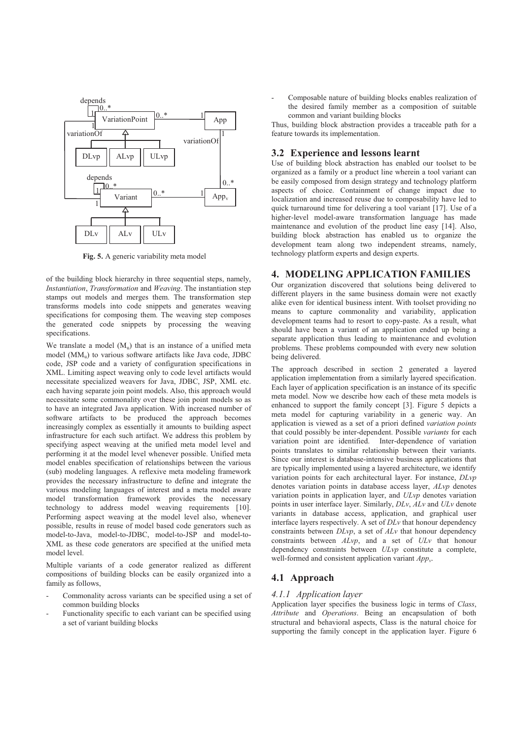Fig. 5. A generic variability meta model

of the building block hierarchy in three sequential steps, namely, *Instantiation*, *Transformation* and *Weaving*. The instantiation step stamps out models and merges them. The transformation step transforms models into code snippets and generates weaving specifications for composing them. The weaving step composes the generated code snippets by processing the weaving specifications.

We translate a model ($M_u$) that is an instance of a unified meta model ($MM_u$) to various software artifacts like Java code, JDBC code, JSP code and a variety of configuration specifications in XML. Limiting aspect weaving only to code level artifacts would necessitate specialized weavers for Java, JDBC, JSP, XML etc. each having separate join point models. Also, this approach would necessitate some commonality over these join point models so as to have an integrated Java application. With increased number of software artifacts to be produced the approach becomes increasingly complex as essentially it amounts to building aspect infrastructure for each such artifact. We address this problem by specifying aspect weaving at the unified meta model level and performing it at the model level whenever possible. Unified meta model enables specification of relationships between the various (sub) modeling languages. A reflexive meta modeling framework provides the necessary infrastructure to define and integrate the various modeling languages of interest and a meta model aware model transformation framework provides the necessary technology to address model weaving requirements [10]. Performing aspect weaving at the model level also, whenever possible, results in reuse of model based code generators such as model-to-Java, model-to-JDBC, model-to-JSP and model-to-XML as these code generators are specified at the unified meta model level.

Multiple variants of a code generator realized as different compositions of building blocks can be easily organized into a family as follows,

- Commonality across variants can be specified using a set of common building blocks
- Functionality specific to each variant can be specified using a set of variant building blocks
- Composable nature of building blocks enables realization of the desired family member as a composition of suitable common and variant building blocks

Thus, building block abstraction provides a traceable path for a feature towards its implementation.

### 3.2 Experience and lessons learnt

Use of building block abstraction has enabled our toolset to be organized as a family or a product line wherein a tool variant can be easily composed from design strategy and technology platform aspects of choice. Containment of change impact due to localization and increased reuse due to composability have led to quick turnaround time for delivering a tool variant [17]. Use of a higher-level model-aware transformation language has made maintenance and evolution of the product line easy [14]. Also, building block abstraction has enabled us to organize the development team along two independent streams, namely, technology platform experts and design experts.

## 4. MODELING APPLICATION FAMILIES

Our organization discovered that solutions being delivered to different players in the same business domain were not exactly alike even for identical business intent. With toolset providing no means to capture commonality and variability, application development teams had to resort to copy-paste. As a result, what should have been a variant of an application ended up being a separate application thus leading to maintenance and evolution problems. These problems compounded with every new solution being delivered.

The approach described in section 2 generated a layered application implementation from a similarly layered specification. Each layer of application specification is an instance of its specific meta model. Now we describe how each of these meta models is enhanced to support the family concept [3]. Figure 5 depicts a meta model for capturing variability in a generic way. An application is viewed as a set of a priori defined *variation points* that could possibly be inter-dependent. Possible *variants* for each variation point are identified. Inter-dependence of variation points translates to similar relationship between their variants. Since our interest is database-intensive business applications that are typically implemented using a layered architecture, we identify variation points for each architectural layer. For instance, *DLvp* denotes variation points in database access layer, *ALvp* denotes variation points in application layer, and *ULvp* denotes variation points in user interface layer. Similarly, *DLv*, *ALv* and *ULv* denote variants in database access, application, and graphical user interface layers respectively. A set of *DLv* that honour dependency constraints between *DLvp*, a set of *ALv* that honour dependency constraints between *ALvp*, and a set of *ULv* that honour dependency constraints between *ULvp* constitute a complete, well-formed and consistent application variant $App_v$.

### 4.1 Approach

#### 4.1.1 Application layer

Application layer specifies the business logic in terms of *Class*, *Attribute* and *Operations*. Being an encapsulation of both structural and behavioral aspects, Class is the natural choice for supporting the family concept in the application layer. Figure 6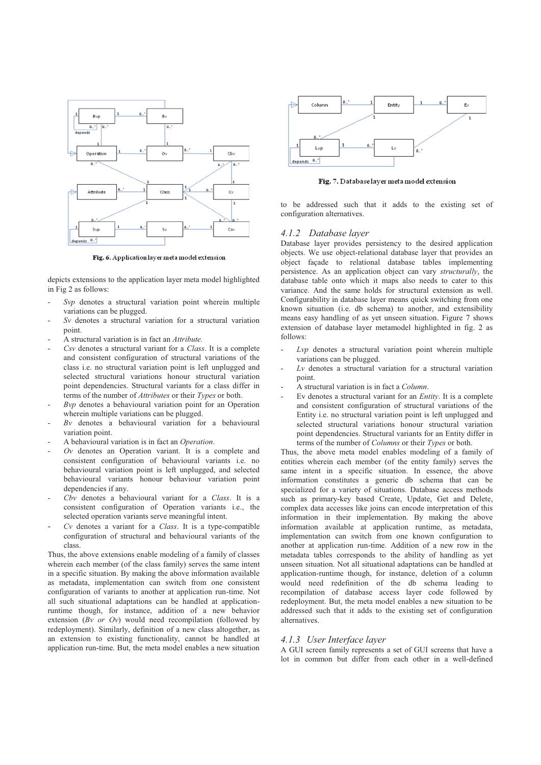Fig. 6. Application layer meta model extension

depicts extensions to the application layer meta model highlighted in Fig 2 as follows:

- *Svp* denotes a structural variation point wherein multiple variations can be plugged.
- *Sv* denotes a structural variation for a structural variation point.
- A structural variation is in fact an *Attribute*.
- *Csv* denotes a structural variant for a *Class*. It is a complete and consistent configuration of structural variations of the class i.e. no structural variation point is left unplugged and selected structural variations honour structural variation point dependencies. Structural variants for a class differ in terms of the number of *Attributes* or their *Types* or both.
- *Bvp* denotes a behavioural variation point for an Operation wherein multiple variations can be plugged.
- *Bv* denotes a behavioural variation for a behavioural variation point.
- A behavioural variation is in fact an *Operation*.
- *Ov* denotes an Operation variant. It is a complete and consistent configuration of behavioural variants i.e. no behavioural variation point is left unplugged, and selected behavioural variants honour behaviour variation point dependencies if any.
- *Cbv* denotes a behavioural variant for a *Class*. It is a consistent configuration of Operation variants i.e., the selected operation variants serve meaningful intent.
- *Cv* denotes a variant for a *Class*. It is a type-compatible configuration of structural and behavioural variants of the class.

Thus, the above extensions enable modeling of a family of classes wherein each member (of the class family) serves the same intent in a specific situation. By making the above information available as metadata, implementation can switch from one consistent configuration of variants to another at application run-time. Not all such situational adaptations can be handled at application-runtime though, for instance, addition of a new behavior extension (*Bv or Ov*) would need recompilation (followed by redeployment). Similarly, definition of a new class altogether, as an extension to existing functionality, cannot be handled at application run-time. But, the meta model enables a new situation to be addressed such that it adds to the existing set of configuration alternatives.

Fig. 7. Database layer meta model extension

### 4.1.2 Database layer

Database layer provides persistency to the desired application objects. We use object-relational database layer that provides an object façade to relational database tables implementing persistence. As an application object can vary *structurally*, the database table onto which it maps also needs to cater to this variance. And the same holds for structural extension as well. Configurability in database layer means quick switching from one known situation (i.e. db schema) to another, and extensibility means easy handling of as yet unseen situation. Figure 7 shows extension of database layer metamodel highlighted in fig. 2 as follows:

- *Lvp* denotes a structural variation point wherein multiple variations can be plugged.
- *Lv* denotes a structural variation for a structural variation point.
- A structural variation is in fact a *Column*.
- Ev denotes a structural variant for an *Entity*. It is a complete and consistent configuration of structural variations of the Entity i.e. no structural variation point is left unplugged and selected structural variations honour structural variation point dependencies. Structural variants for an Entity differ in terms of the number of *Columns* or their *Types* or both.

Thus, the above meta model enables modeling of a family of entities wherein each member (of the entity family) serves the same intent in a specific situation. In essence, the above information constitutes a generic db schema that can be specialized for a variety of situations. Database access methods such as primary-key based Create, Update, Get and Delete, complex data accesses like joins can encode interpretation of this information in their implementation. By making the above information available at application runtime, as metadata, implementation can switch from one known configuration to another at application run-time. Addition of a new row in the metadata tables corresponds to the ability of handling as yet unseen situation. Not all situational adaptations can be handled at application-runtime though, for instance, deletion of a column would need redefinition of the db schema leading to recompilation of database access layer code followed by redeployment. But, the meta model enables a new situation to be addressed such that it adds to the existing set of configuration alternatives.

### 4.1.3 User Interface layer

A GUI screen family represents a set of GUI screens that have a lot in common but differ from each other in a well-defined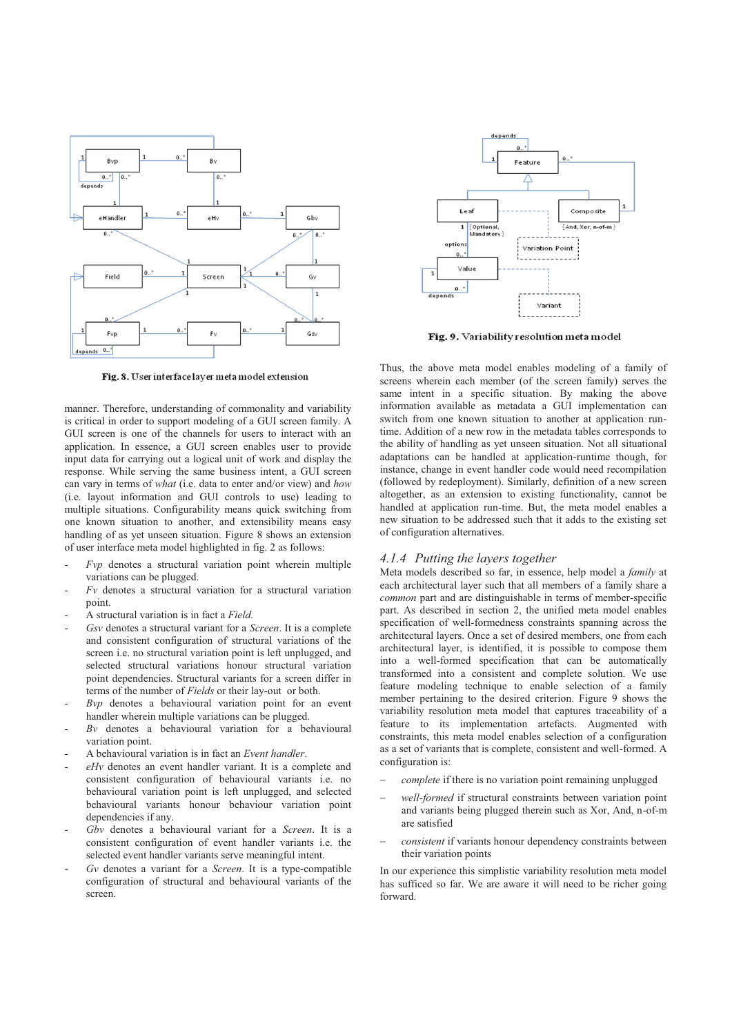Fig. 8. User interface layer meta model extension

manner. Therefore, understanding of commonality and variability is critical in order to support modeling of a GUI screen family. A GUI screen is one of the channels for users to interact with an application. In essence, a GUI screen enables user to provide input data for carrying out a logical unit of work and display the response. While serving the same business intent, a GUI screen can vary in terms of *what* (i.e. data to enter and/or view) and *how* (i.e. layout information and GUI controls to use) leading to multiple situations. Configurability means quick switching from one known situation to another, and extensibility means easy handling of as yet unseen situation. Figure 8 shows an extension of user interface meta model highlighted in fig. 2 as follows:

- *Fvp* denotes a structural variation point wherein multiple variations can be plugged.
- *Fv* denotes a structural variation for a structural variation point.
- A structural variation is in fact a *Field*.
- *Gsv* denotes a structural variant for a *Screen*. It is a complete and consistent configuration of structural variations of the screen i.e. no structural variation point is left unplugged, and selected structural variations honour structural variation point dependencies. Structural variants for a screen differ in terms of the number of *Fields* or their lay-out or both.
- *Bvp* denotes a behavioural variation point for an event handler wherein multiple variations can be plugged.
- *Bv* denotes a behavioural variation for a behavioural variation point.
- A behavioural variation is in fact an *Event handler*.
- *eHv* denotes an event handler variant. It is a complete and consistent configuration of behavioural variants i.e. no behavioural variation point is left unplugged, and selected behavioural variants honour behaviour variation point dependencies if any.
- *Gbv* denotes a behavioural variant for a *Screen*. It is a consistent configuration of event handler variants i.e. the selected event handler variants serve meaningful intent.
- *Gv* denotes a variant for a *Screen*. It is a type-compatible configuration of structural and behavioural variants of the screen.

Fig. 9. Variability resolution meta model

Thus, the above meta model enables modeling of a family of screens wherein each member (of the screen family) serves the same intent in a specific situation. By making the above information available as metadata a GUI implementation can switch from one known situation to another at application run-time. Addition of a new row in the metadata tables corresponds to the ability of handling as yet unseen situation. Not all situational adaptations can be handled at application-runtime though, for instance, change in event handler code would need recompilation (followed by redeployment). Similarly, definition of a new screen altogether, as an extension to existing functionality, cannot be handled at application run-time. But, the meta model enables a new situation to be addressed such that it adds to the existing set of configuration alternatives.

### 4.1.4 Putting the layers together

Meta models described so far, in essence, help model a *family* at each architectural layer such that all members of a family share a *common* part and are distinguishable in terms of member-specific part. As described in section 2, the unified meta model enables specification of well-formedness constraints spanning across the architectural layers. Once a set of desired members, one from each architectural layer, is identified, it is possible to compose them into a well-formed specification that can be automatically transformed into a consistent and complete solution. We use feature modeling technique to enable selection of a family member pertaining to the desired criterion. Figure 9 shows the variability resolution meta model that captures traceability of a feature to its implementation artefacts. Augmented with constraints, this meta model enables selection of a configuration as a set of variants that is complete, consistent and well-formed. A configuration is:

- *complete* if there is no variation point remaining unplugged
- *well-formed* if structural constraints between variation point and variants being plugged therein such as Xor, And, n-of-m are satisfied
- *consistent* if variants honour dependency constraints between their variation points

In our experience this simplistic variability resolution meta model has sufficed so far. We are aware it will need to be richer going forward.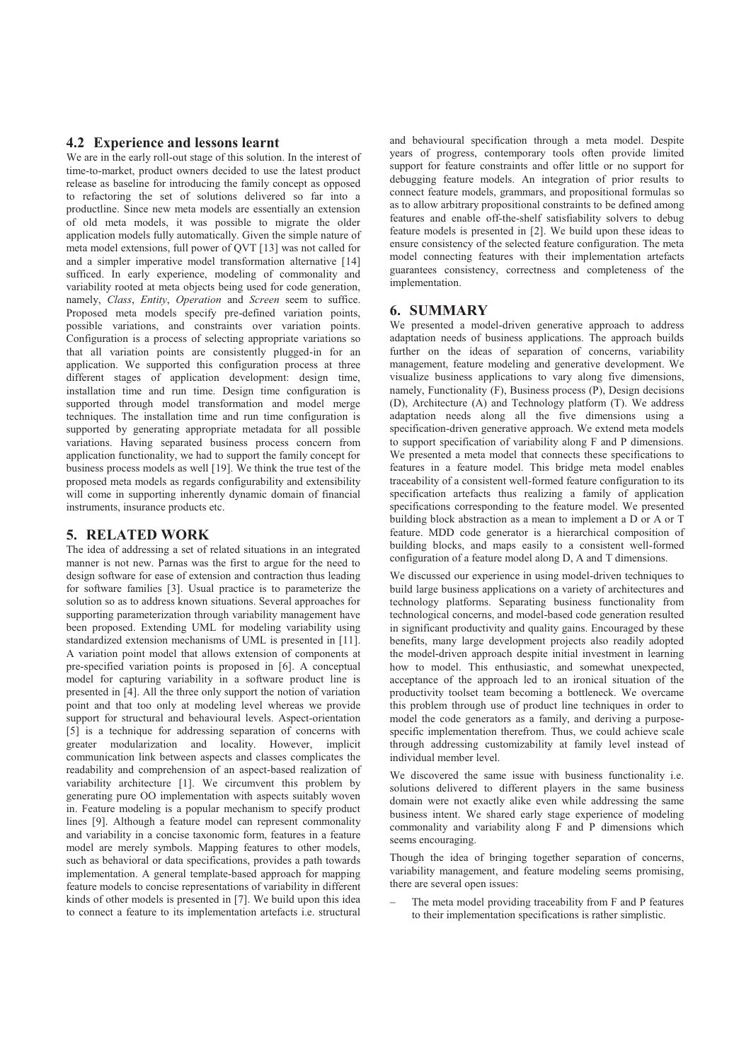### 4.2 Experience and lessons learnt

We are in the early roll-out stage of this solution. In the interest of time-to-market, product owners decided to use the latest product release as baseline for introducing the family concept as opposed to refactoring the set of solutions delivered so far into a productline. Since new meta models are essentially an extension of old meta models, it was possible to migrate the older application models fully automatically. Given the simple nature of meta model extensions, full power of QVT [13] was not called for and a simpler imperative model transformation alternative [14] sufficed. In early experience, modeling of commonality and variability rooted at meta objects being used for code generation, namely, *Class*, *Entity*, *Operation* and *Screen* seem to suffice. Proposed meta models specify pre-defined variation points, possible variations, and constraints over variation points. Configuration is a process of selecting appropriate variations so that all variation points are consistently plugged-in for an application. We supported this configuration process at three different stages of application development: design time, installation time and run time. Design time configuration is supported through model transformation and model merge techniques. The installation time and run time configuration is supported by generating appropriate metadata for all possible variations. Having separated business process concern from application functionality, we had to support the family concept for business process models as well [19]. We think the true test of the proposed meta models as regards configurability and extensibility will come in supporting inherently dynamic domain of financial instruments, insurance products etc.

## 5. RELATED WORK

The idea of addressing a set of related situations in an integrated manner is not new. Parnas was the first to argue for the need to design software for ease of extension and contraction thus leading for software families [3]. Usual practice is to parameterize the solution so as to address known situations. Several approaches for supporting parameterization through variability management have been proposed. Extending UML for modeling variability using standardized extension mechanisms of UML is presented in [11]. A variation point model that allows extension of components at pre-specified variation points is proposed in [6]. A conceptual model for capturing variability in a software product line is presented in [4]. All the three only support the notion of variation point and that too only at modeling level whereas we provide support for structural and behavioural levels. Aspect-orientation [5] is a technique for addressing separation of concerns with greater modularization and locality. However, implicit communication link between aspects and classes complicates the readability and comprehension of an aspect-based realization of variability architecture [1]. We circumvent this problem by generating pure OO implementation with aspects suitably woven in. Feature modeling is a popular mechanism to specify product lines [9]. Although a feature model can represent commonality and variability in a concise taxonomic form, features in a feature model are merely symbols. Mapping features to other models, such as behavioral or data specifications, provides a path towards implementation. A general template-based approach for mapping feature models to concise representations of variability in different kinds of other models is presented in [7]. We build upon this idea to connect a feature to its implementation artefacts i.e. structural and behavioural specification through a meta model. Despite years of progress, contemporary tools often provide limited support for feature constraints and offer little or no support for debugging feature models. An integration of prior results to connect feature models, grammars, and propositional formulas so as to allow arbitrary propositional constraints to be defined among features and enable off-the-shelf satisfiability solvers to debug feature models is presented in [2]. We build upon these ideas to ensure consistency of the selected feature configuration. The meta model connecting features with their implementation artefacts guarantees consistency, correctness and completeness of the implementation.

## 6. SUMMARY

We presented a model-driven generative approach to address adaptation needs of business applications. The approach builds further on the ideas of separation of concerns, variability management, feature modeling and generative development. We visualize business applications to vary along five dimensions, namely, Functionality (F), Business process (P), Design decisions (D), Architecture (A) and Technology platform (T). We address adaptation needs along all the five dimensions using a specification-driven generative approach. We extend meta models to support specification of variability along F and P dimensions. We presented a meta model that connects these specifications to features in a feature model. This bridge meta model enables traceability of a consistent well-formed feature configuration to its specification artefacts thus realizing a family of application specifications corresponding to the feature model. We presented building block abstraction as a mean to implement a D or A or T feature. MDD code generator is a hierarchical composition of building blocks, and maps easily to a consistent well-formed configuration of a feature model along D, A and T dimensions.

We discussed our experience in using model-driven techniques to build large business applications on a variety of architectures and technology platforms. Separating business functionality from technological concerns, and model-based code generation resulted in significant productivity and quality gains. Encouraged by these benefits, many large development projects also readily adopted the model-driven approach despite initial investment in learning how to model. This enthusiastic, and somewhat unexpected, acceptance of the approach led to an ironical situation of the productivity toolset team becoming a bottleneck. We overcame this problem through use of product line techniques in order to model the code generators as a family, and deriving a purpose-specific implementation therefrom. Thus, we could achieve scale through addressing customizability at family level instead of individual member level.

We discovered the same issue with business functionality i.e. solutions delivered to different players in the same business domain were not exactly alike even while addressing the same business intent. We shared early stage experience of modeling commonality and variability along F and P dimensions which seems encouraging.

Though the idea of bringing together separation of concerns, variability management, and feature modeling seems promising, there are several open issues:

- The meta model providing traceability from F and P features to their implementation specifications is rather simplistic.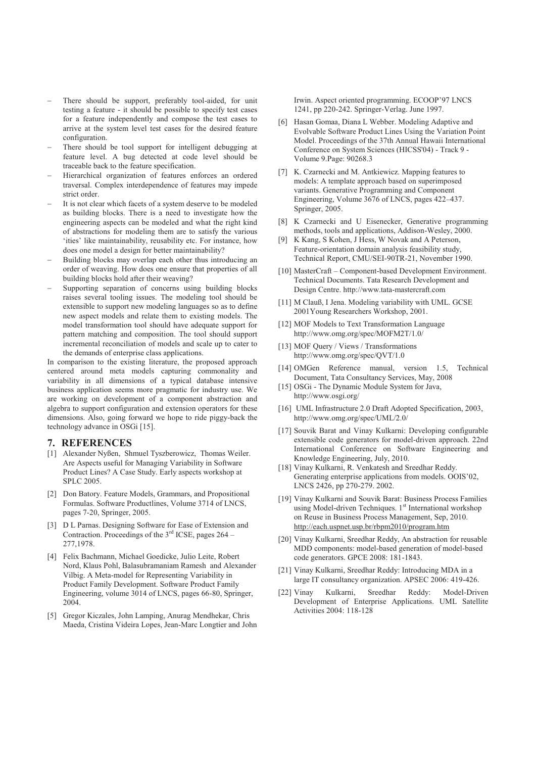- There should be support, preferably tool-aided, for unit testing a feature - it should be possible to specify test cases for a feature independently and compose the test cases to arrive at the system level test cases for the desired feature configuration.
- There should be tool support for intelligent debugging at feature level. A bug detected at code level should be traceable back to the feature specification.
- Hierarchical organization of features enforces an ordered traversal. Complex interdependence of features may impede strict order.
- It is not clear which facets of a system deserve to be modeled as building blocks. There is a need to investigate how the engineering aspects can be modeled and what the right kind of abstractions for modeling them are to satisfy the various 'ities' like maintainability, reusability etc. For instance, how does one model a design for better maintainability?
- Building blocks may overlap each other thus introducing an order of weaving. How does one ensure that properties of all building blocks hold after their weaving?
- Supporting separation of concerns using building blocks raises several tooling issues. The modeling tool should be extensible to support new modeling languages so as to define new aspect models and relate them to existing models. The model transformation tool should have adequate support for pattern matching and composition. The tool should support incremental reconciliation of models and scale up to cater to the demands of enterprise class applications.

In comparison to the existing literature, the proposed approach centered around meta models capturing commonality and variability in all dimensions of a typical database intensive business application seems more pragmatic for industry use. We are working on development of a component abstraction and algebra to support configuration and extension operators for these dimensions. Also, going forward we hope to ride piggy-back the technology advance in OSGi [15].

## 7. REFERENCES

[1] Alexander Nyßen, Shmuel Tyszberowicz, Thomas Weiler. Are Aspects useful for Managing Variability in Software Product Lines? A Case Study. Early aspects workshop at SPLC 2005.

[2] Don Batory. Feature Models, Grammars, and Propositional Formulas. Software Productlines, Volume 3714 of LNCS, pages 7-20, Springer, 2005.

[3] D L Parnas. Designing Software for Ease of Extension and Contraction. Proceedings of the 3rd ICSE, pages 264 – 277,1978.

[4] Felix Bachmann, Michael Goedicke, Julio Leite, Robert Nord, Klaus Pohl, Balasubramaniam Ramesh and Alexander Vilbig. A Meta-model for Representing Variability in Product Family Development. Software Product Family Engineering, volume 3014 of LNCS, pages 66-80, Springer, 2004.

[5] Gregor Kiczales, John Lamping, Anurag Mendhekar, Chris Maeda, Cristina Videira Lopes, Jean-Marc Longtier and John Irwin. Aspect oriented programming. ECOOP'97 LNCS 1241, pp 220-242. Springer-Verlag. June 1997.

[6] Hasan Gomaa, Diana L Webber. Modeling Adaptive and Evolvable Software Product Lines Using the Variation Point Model. Proceedings of the 37th Annual Hawaii International Conference on System Sciences (HICSS'04) - Track 9 - Volume 9.Page: 90268.3

[7] K. Czarnecki and M. Antkiewicz. Mapping features to models: A template approach based on superimposed variants. Generative Programming and Component Engineering, Volume 3676 of LNCS, pages 422–437. Springer, 2005.

[8] K Czarnecki and U Eisenecker, Generative programming methods, tools and applications, Addison-Wesley, 2000.

[9] K Kang, S Kohen, J Hess, W Novak and A Peterson, Feature-orientation domain analysis feasibility study, Technical Report, CMU/SEI-90TR-21, November 1990.

[10] MasterCraft – Component-based Development Environment. Technical Documents. Tata Research Development and Design Centre. http://www.tata-mastercraft.com

[11] M Clauß, I Jena. Modeling variability with UML. GCSE 2001Young Researchers Workshop, 2001.

[12] MOF Models to Text Transformation Language http://www.omg.org/spec/MOFM2T/1.0/

[13] MOF Query / Views / Transformations http://www.omg.org/spec/QVT/1.0

[14] OMGen Reference manual, version 1.5, Technical Document, Tata Consultancy Services, May, 2008

[15] OSGi - The Dynamic Module System for Java, http://www.osgi.org/

[16] UML Infrastructure 2.0 Draft Adopted Specification, 2003, http://www.omg.org/spec/UML/2.0/

[17] Souvik Barat and Vinay Kulkarni: Developing configurable extensible code generators for model-driven approach. 22nd International Conference on Software Engineering and Knowledge Engineering, July, 2010.

[18] Vinay Kulkarni, R. Venkatesh and Sreedhar Reddy. Generating enterprise applications from models. OOIS'02, LNCS 2426, pp 270-279. 2002.

[19] Vinay Kulkarni and Souvik Barat: Business Process Families using Model-driven Techniques. 1st International workshop on Reuse in Business Process Management, Sep, 2010. http://each.uspnet.usp.br/rbpm2010/program.htm

[20] Vinay Kulkarni, Sreedhar Reddy, An abstraction for reusable MDD components: model-based generation of model-based code generators. GPCE 2008: 181-1843.

[21] Vinay Kulkarni, Sreedhar Reddy: Introducing MDA in a large IT consultancy organization. APSEC 2006: 419-426.

[22] Vinay Kulkarni, Sreedhar Reddy: Model-Driven Development of Enterprise Applications. UML Satellite Activities 2004: 118-128